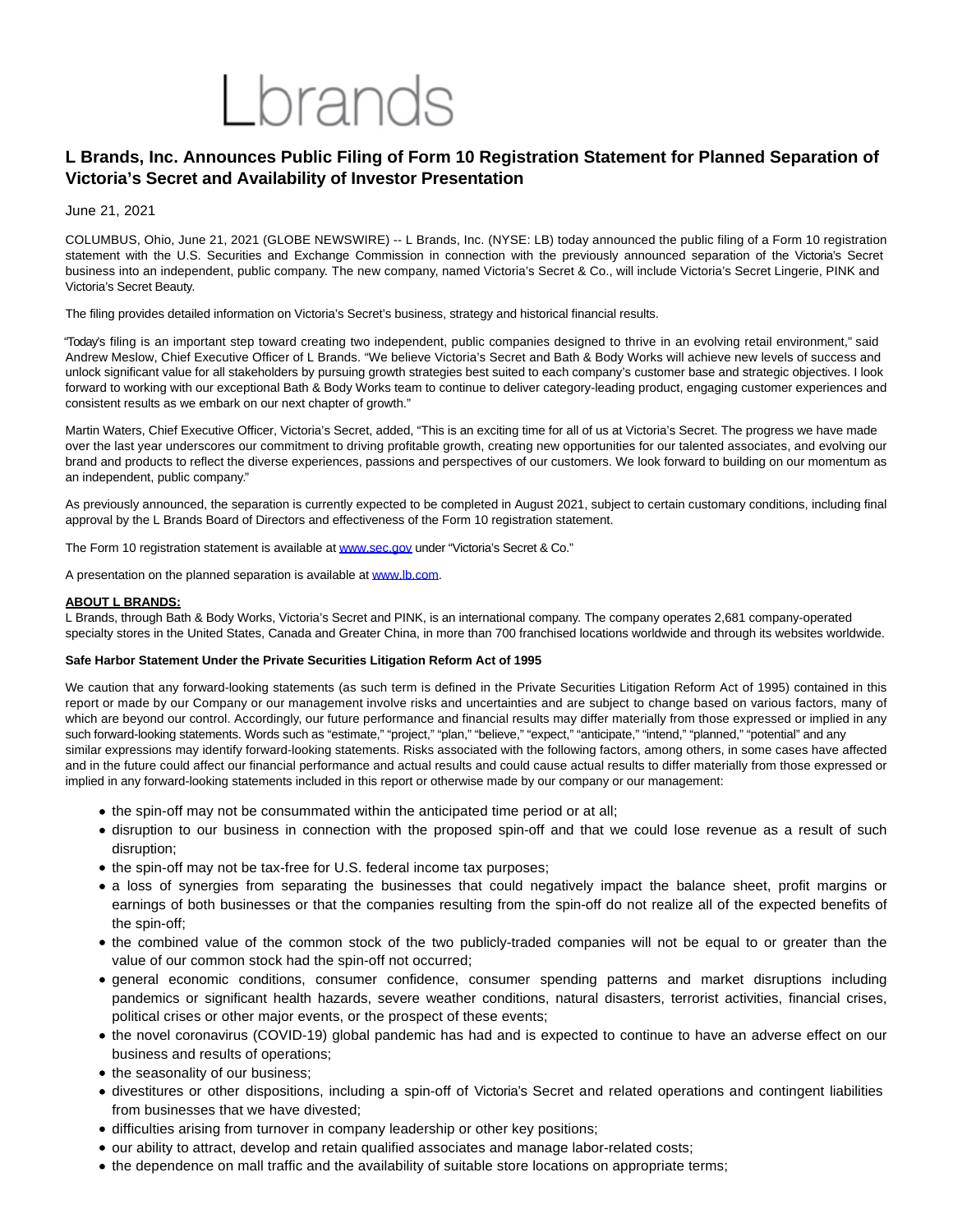Lbrands

# L Brands, Inc. Announces Public Filing of Form 10 Registration Statement for Planned Separation of Victoria's Secret and Availability of Investor Presentation

June 21, 2021

COLUMBUS, Ohio, June 21, 2021 (GLOBE NEWSWIRE) -- L Brands, Inc. (NYSE: LB) today announced the public filing of a Form 10 registration statement with the U.S. Securities and Exchange Commission in connection with the previously announced separation of the Victoria's Secret business into an independent, public company. The new company, named Victoria's Secret & Co., will include Victoria's Secret Lingerie, PINK and Victoria's Secret Beauty.

The filing provides detailed information on Victoria's Secret's business, strategy and historical financial results.

"Today's filing is an important step toward creating two independent, public companies designed to thrive in an evolving retail environment," said Andrew Meslow, Chief Executive Officer of L Brands. "We believe Victoria's Secret and Bath & Body Works will achieve new levels of success and unlock significant value for all stakeholders by pursuing growth strategies best suited to each company's customer base and strategic objectives. I look forward to working with our exceptional Bath & Body Works team to continue to deliver category-leading product, engaging customer experiences and consistent results as we embark on our next chapter of growth."

Martin Waters, Chief Executive Officer, Victoria's Secret, added, "This is an exciting time for all of us at Victoria's Secret. The progress we have made over the last year underscores our commitment to driving profitable growth, creating new opportunities for our talented associates, and evolving our brand and products to reflect the diverse experiences, passions and perspectives of our customers. We look forward to building on our momentum as an independent, public company."

As previously announced, the separation is currently expected to be completed in August 2021, subject to certain customary conditions, including final approval by the L Brands Board of Directors and effectiveness of the Form 10 registration statement.

The Form 10 registration statement is available at www.sec.gov under "Victoria's Secret & Co."

A presentation on the planned separation is available at www.lb.com.

**ABOUT L BRANDS:**
L Brands, through Bath & Body Works, Victoria's Secret and PINK, is an international company. The company operates 2,681 company-operated specialty stores in the United States, Canada and Greater China, in more than 700 franchised locations worldwide and through its websites worldwide.

**Safe Harbor Statement Under the Private Securities Litigation Reform Act of 1995**

We caution that any forward-looking statements (as such term is defined in the Private Securities Litigation Reform Act of 1995) contained in this report or made by our Company or our management involve risks and uncertainties and are subject to change based on various factors, many of which are beyond our control. Accordingly, our future performance and financial results may differ materially from those expressed or implied in any such forward-looking statements. Words such as "estimate," "project," "plan," "believe," "expect," "anticipate," "intend," "planned," "potential" and any similar expressions may identify forward-looking statements. Risks associated with the following factors, among others, in some cases have affected and in the future could affect our financial performance and actual results and could cause actual results to differ materially from those expressed or implied in any forward-looking statements included in this report or otherwise made by our company or our management:

- the spin-off may not be consummated within the anticipated time period or at all;
- disruption to our business in connection with the proposed spin-off and that we could lose revenue as a result of such disruption;
- the spin-off may not be tax-free for U.S. federal income tax purposes;
- a loss of synergies from separating the businesses that could negatively impact the balance sheet, profit margins or earnings of both businesses or that the companies resulting from the spin-off do not realize all of the expected benefits of the spin-off;
- the combined value of the common stock of the two publicly-traded companies will not be equal to or greater than the value of our common stock had the spin-off not occurred;
- general economic conditions, consumer confidence, consumer spending patterns and market disruptions including pandemics or significant health hazards, severe weather conditions, natural disasters, terrorist activities, financial crises, political crises or other major events, or the prospect of these events;
- the novel coronavirus (COVID-19) global pandemic has had and is expected to continue to have an adverse effect on our business and results of operations;
- the seasonality of our business;
- divestitures or other dispositions, including a spin-off of Victoria's Secret and related operations and contingent liabilities from businesses that we have divested;
- difficulties arising from turnover in company leadership or other key positions;
- our ability to attract, develop and retain qualified associates and manage labor-related costs;
- the dependence on mall traffic and the availability of suitable store locations on appropriate terms;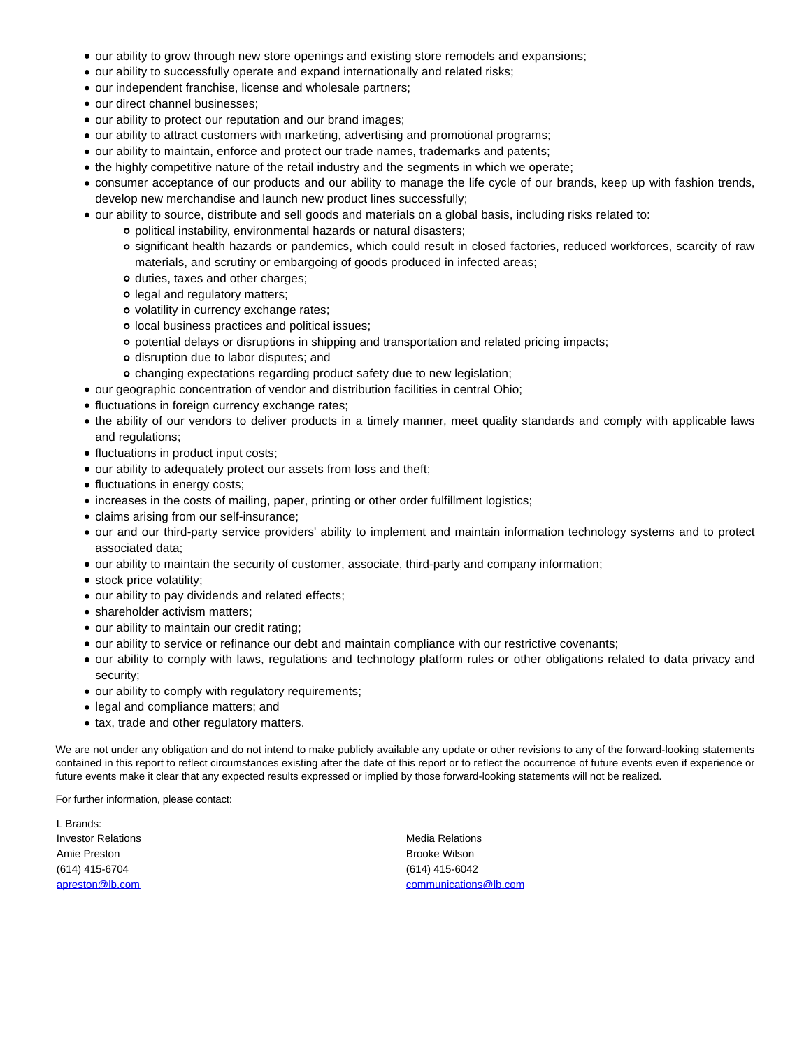- our ability to grow through new store openings and existing store remodels and expansions;
- our ability to successfully operate and expand internationally and related risks;
- our independent franchise, license and wholesale partners;
- our direct channel businesses;
- our ability to protect our reputation and our brand images;
- our ability to attract customers with marketing, advertising and promotional programs;
- our ability to maintain, enforce and protect our trade names, trademarks and patents;
- the highly competitive nature of the retail industry and the segments in which we operate;
- consumer acceptance of our products and our ability to manage the life cycle of our brands, keep up with fashion trends, develop new merchandise and launch new product lines successfully;
- our ability to source, distribute and sell goods and materials on a global basis, including risks related to:
  - political instability, environmental hazards or natural disasters;
  - significant health hazards or pandemics, which could result in closed factories, reduced workforces, scarcity of raw materials, and scrutiny or embargoing of goods produced in infected areas;
  - duties, taxes and other charges;
  - legal and regulatory matters;
  - volatility in currency exchange rates;
  - local business practices and political issues;
  - potential delays or disruptions in shipping and transportation and related pricing impacts;
  - disruption due to labor disputes; and
  - changing expectations regarding product safety due to new legislation;
- our geographic concentration of vendor and distribution facilities in central Ohio;
- fluctuations in foreign currency exchange rates;
- the ability of our vendors to deliver products in a timely manner, meet quality standards and comply with applicable laws and regulations;
- fluctuations in product input costs;
- our ability to adequately protect our assets from loss and theft;
- fluctuations in energy costs;
- increases in the costs of mailing, paper, printing or other order fulfillment logistics;
- claims arising from our self-insurance;
- our and our third-party service providers' ability to implement and maintain information technology systems and to protect associated data;
- our ability to maintain the security of customer, associate, third-party and company information;
- stock price volatility;
- our ability to pay dividends and related effects;
- shareholder activism matters;
- our ability to maintain our credit rating;
- our ability to service or refinance our debt and maintain compliance with our restrictive covenants;
- our ability to comply with laws, regulations and technology platform rules or other obligations related to data privacy and security;
- our ability to comply with regulatory requirements;
- legal and compliance matters; and
- tax, trade and other regulatory matters.

We are not under any obligation and do not intend to make publicly available any update or other revisions to any of the forward-looking statements contained in this report to reflect circumstances existing after the date of this report or to reflect the occurrence of future events even if experience or future events make it clear that any expected results expressed or implied by those forward-looking statements will not be realized.

For further information, please contact:

L Brands:

Investor Relations
Amie Preston
(614) 415-6704
apreston@lb.com

Media Relations
Brooke Wilson
(614) 415-6042
communications@lb.com